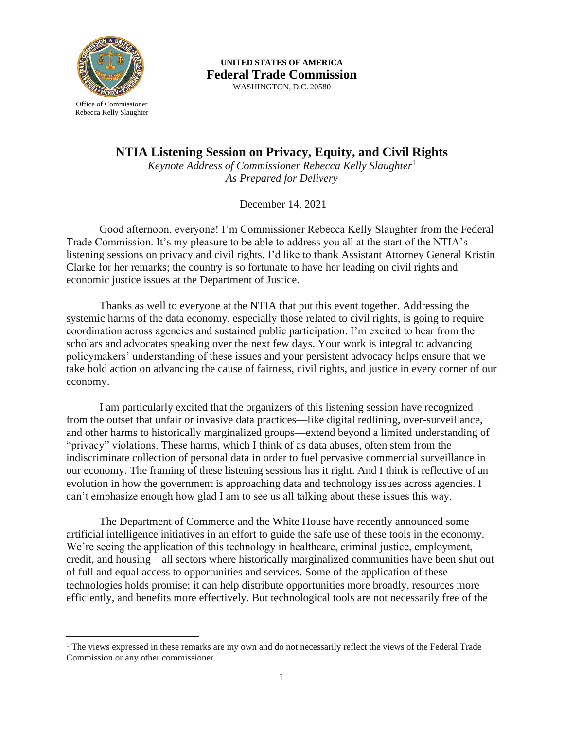Office of Commissioner
Rebecca Kelly Slaughter

**UNITED STATES OF AMERICA**
**Federal Trade Commission**
WASHINGTON, D.C. 20580

# NTIA Listening Session on Privacy, Equity, and Civil Rights

*Keynote Address of Commissioner Rebecca Kelly Slaughter*[1]
*As Prepared for Delivery*

December 14, 2021

Good afternoon, everyone! I'm Commissioner Rebecca Kelly Slaughter from the Federal Trade Commission. It's my pleasure to be able to address you all at the start of the NTIA's listening sessions on privacy and civil rights. I'd like to thank Assistant Attorney General Kristin Clarke for her remarks; the country is so fortunate to have her leading on civil rights and economic justice issues at the Department of Justice.

Thanks as well to everyone at the NTIA that put this event together. Addressing the systemic harms of the data economy, especially those related to civil rights, is going to require coordination across agencies and sustained public participation. I'm excited to hear from the scholars and advocates speaking over the next few days. Your work is integral to advancing policymakers' understanding of these issues and your persistent advocacy helps ensure that we take bold action on advancing the cause of fairness, civil rights, and justice in every corner of our economy.

I am particularly excited that the organizers of this listening session have recognized from the outset that unfair or invasive data practices—like digital redlining, over-surveillance, and other harms to historically marginalized groups—extend beyond a limited understanding of "privacy" violations. These harms, which I think of as data abuses, often stem from the indiscriminate collection of personal data in order to fuel pervasive commercial surveillance in our economy. The framing of these listening sessions has it right. And I think is reflective of an evolution in how the government is approaching data and technology issues across agencies. I can't emphasize enough how glad I am to see us all talking about these issues this way.

The Department of Commerce and the White House have recently announced some artificial intelligence initiatives in an effort to guide the safe use of these tools in the economy. We're seeing the application of this technology in healthcare, criminal justice, employment, credit, and housing—all sectors where historically marginalized communities have been shut out of full and equal access to opportunities and services. Some of the application of these technologies holds promise; it can help distribute opportunities more broadly, resources more efficiently, and benefits more effectively. But technological tools are not necessarily free of the

[1] The views expressed in these remarks are my own and do not necessarily reflect the views of the Federal Trade Commission or any other commissioner.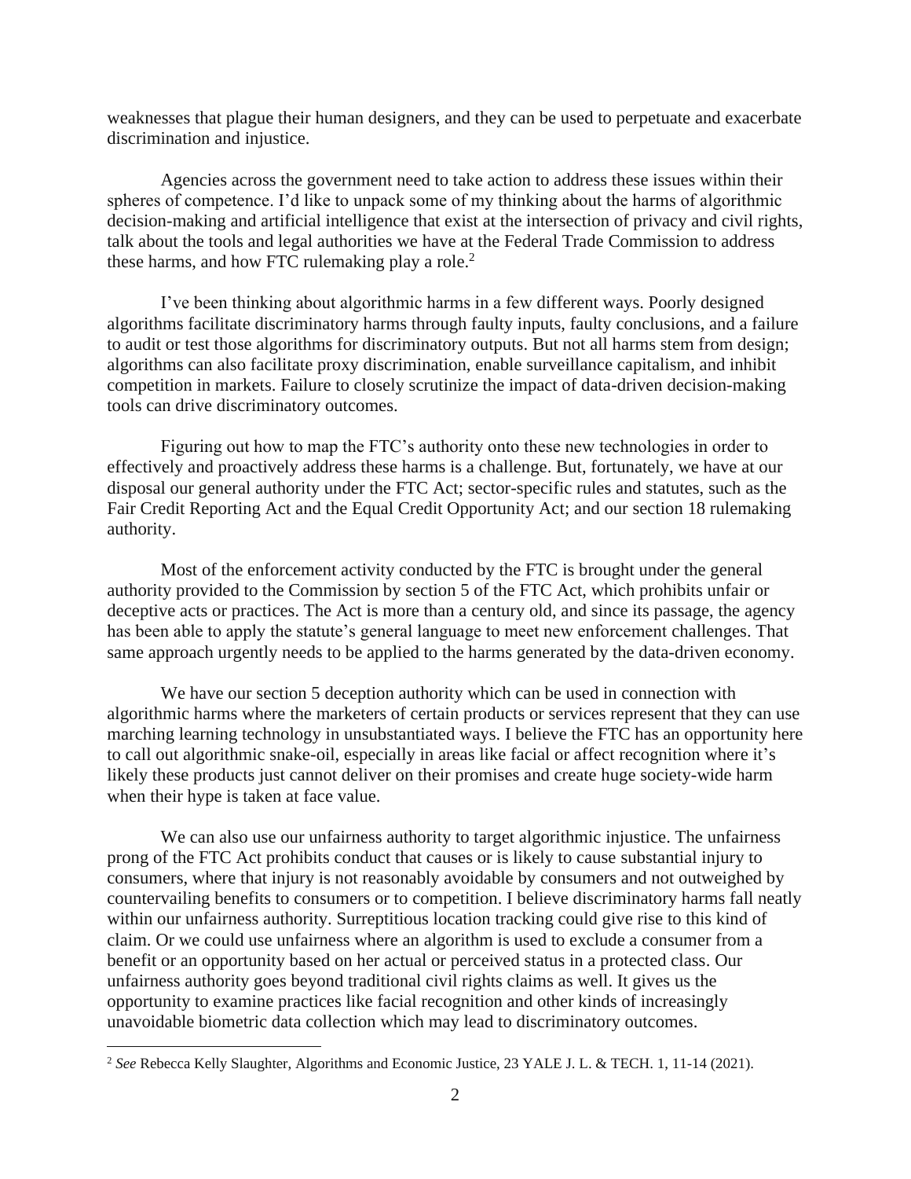weaknesses that plague their human designers, and they can be used to perpetuate and exacerbate discrimination and injustice.

Agencies across the government need to take action to address these issues within their spheres of competence. I'd like to unpack some of my thinking about the harms of algorithmic decision-making and artificial intelligence that exist at the intersection of privacy and civil rights, talk about the tools and legal authorities we have at the Federal Trade Commission to address these harms, and how FTC rulemaking play a role.[2]

I've been thinking about algorithmic harms in a few different ways. Poorly designed algorithms facilitate discriminatory harms through faulty inputs, faulty conclusions, and a failure to audit or test those algorithms for discriminatory outputs. But not all harms stem from design; algorithms can also facilitate proxy discrimination, enable surveillance capitalism, and inhibit competition in markets. Failure to closely scrutinize the impact of data-driven decision-making tools can drive discriminatory outcomes.

Figuring out how to map the FTC's authority onto these new technologies in order to effectively and proactively address these harms is a challenge. But, fortunately, we have at our disposal our general authority under the FTC Act; sector-specific rules and statutes, such as the Fair Credit Reporting Act and the Equal Credit Opportunity Act; and our section 18 rulemaking authority.

Most of the enforcement activity conducted by the FTC is brought under the general authority provided to the Commission by section 5 of the FTC Act, which prohibits unfair or deceptive acts or practices. The Act is more than a century old, and since its passage, the agency has been able to apply the statute's general language to meet new enforcement challenges. That same approach urgently needs to be applied to the harms generated by the data-driven economy.

We have our section 5 deception authority which can be used in connection with algorithmic harms where the marketers of certain products or services represent that they can use marching learning technology in unsubstantiated ways. I believe the FTC has an opportunity here to call out algorithmic snake-oil, especially in areas like facial or affect recognition where it's likely these products just cannot deliver on their promises and create huge society-wide harm when their hype is taken at face value.

We can also use our unfairness authority to target algorithmic injustice. The unfairness prong of the FTC Act prohibits conduct that causes or is likely to cause substantial injury to consumers, where that injury is not reasonably avoidable by consumers and not outweighed by countervailing benefits to consumers or to competition. I believe discriminatory harms fall neatly within our unfairness authority. Surreptitious location tracking could give rise to this kind of claim. Or we could use unfairness where an algorithm is used to exclude a consumer from a benefit or an opportunity based on her actual or perceived status in a protected class. Our unfairness authority goes beyond traditional civil rights claims as well. It gives us the opportunity to examine practices like facial recognition and other kinds of increasingly unavoidable biometric data collection which may lead to discriminatory outcomes.

---

[2] *See* Rebecca Kelly Slaughter, Algorithms and Economic Justice, 23 YALE J. L. & TECH. 1, 11-14 (2021).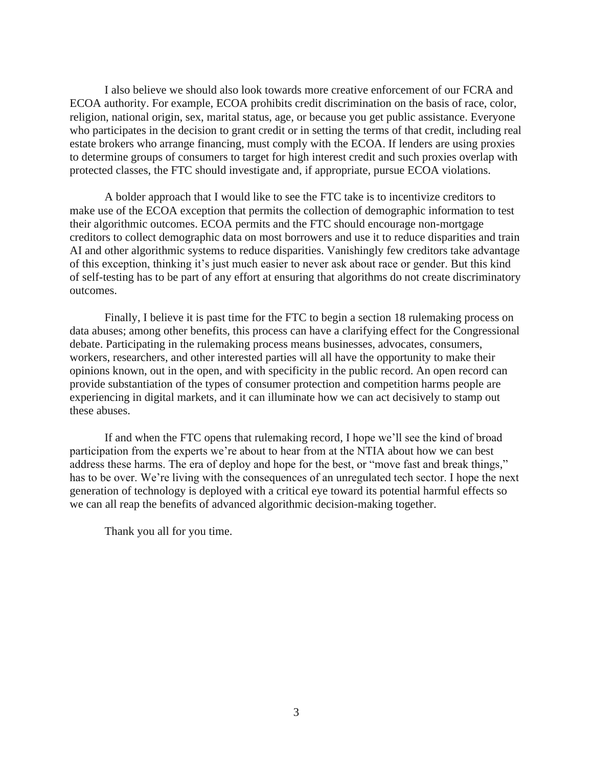I also believe we should also look towards more creative enforcement of our FCRA and ECOA authority. For example, ECOA prohibits credit discrimination on the basis of race, color, religion, national origin, sex, marital status, age, or because you get public assistance. Everyone who participates in the decision to grant credit or in setting the terms of that credit, including real estate brokers who arrange financing, must comply with the ECOA. If lenders are using proxies to determine groups of consumers to target for high interest credit and such proxies overlap with protected classes, the FTC should investigate and, if appropriate, pursue ECOA violations.

A bolder approach that I would like to see the FTC take is to incentivize creditors to make use of the ECOA exception that permits the collection of demographic information to test their algorithmic outcomes. ECOA permits and the FTC should encourage non-mortgage creditors to collect demographic data on most borrowers and use it to reduce disparities and train AI and other algorithmic systems to reduce disparities. Vanishingly few creditors take advantage of this exception, thinking it's just much easier to never ask about race or gender. But this kind of self-testing has to be part of any effort at ensuring that algorithms do not create discriminatory outcomes.

Finally, I believe it is past time for the FTC to begin a section 18 rulemaking process on data abuses; among other benefits, this process can have a clarifying effect for the Congressional debate. Participating in the rulemaking process means businesses, advocates, consumers, workers, researchers, and other interested parties will all have the opportunity to make their opinions known, out in the open, and with specificity in the public record. An open record can provide substantiation of the types of consumer protection and competition harms people are experiencing in digital markets, and it can illuminate how we can act decisively to stamp out these abuses.

If and when the FTC opens that rulemaking record, I hope we'll see the kind of broad participation from the experts we're about to hear from at the NTIA about how we can best address these harms. The era of deploy and hope for the best, or "move fast and break things," has to be over. We're living with the consequences of an unregulated tech sector. I hope the next generation of technology is deployed with a critical eye toward its potential harmful effects so we can all reap the benefits of advanced algorithmic decision-making together.

Thank you all for you time.